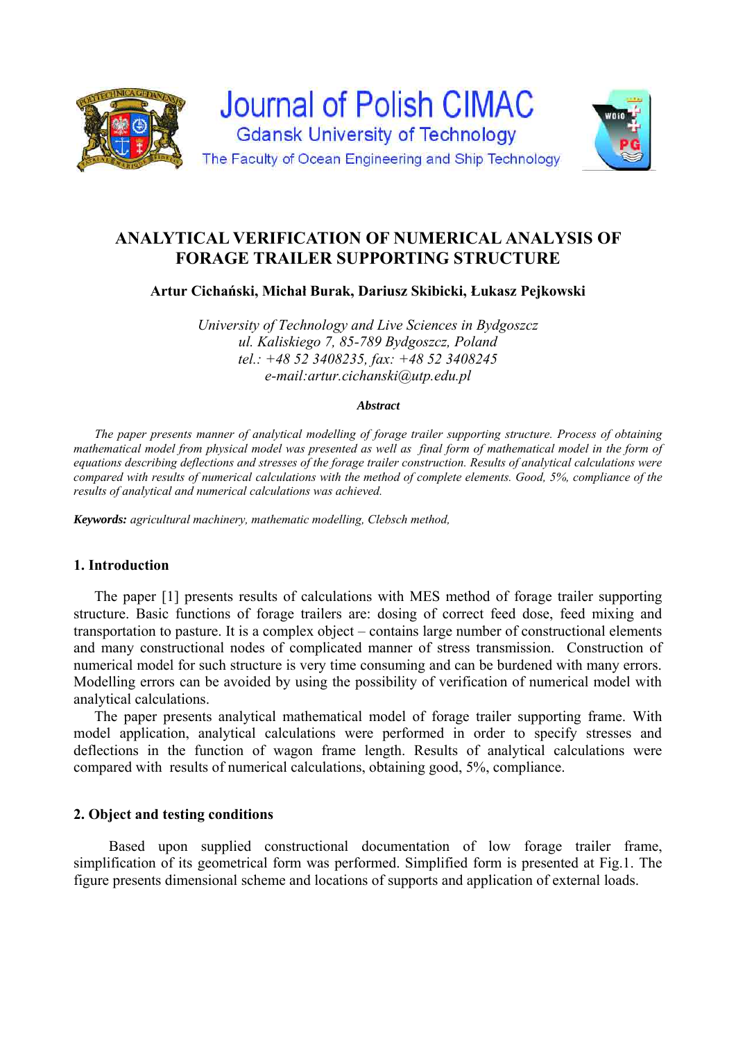# ANALYTICAL VERIFICATION OF NUMERICAL ANALYSIS OF FORAGE TRAILER SUPPORTING STRUCTURE

**Artur Cichański, Michał Burak, Dariusz Skibicki, Łukasz Pejkowski**

*University of Technology and Live Sciences in Bydgoszcz*
*ul. Kaliskiego 7, 85-789 Bydgoszcz, Poland*
*tel.: +48 52 3408235, fax: +48 52 3408245*
*e-mail:artur.cichanski@utp.edu.pl*

***Abstract***

*The paper presents manner of analytical modelling of forage trailer supporting structure. Process of obtaining mathematical model from physical model was presented as well as final form of mathematical model in the form of equations describing deflections and stresses of the forage trailer construction. Results of analytical calculations were compared with results of numerical calculations with the method of complete elements. Good, 5%, compliance of the results of analytical and numerical calculations was achieved.*

***Keywords:*** *agricultural machinery, mathematic modelling, Clebsch method,*

## 1. Introduction

The paper [1] presents results of calculations with MES method of forage trailer supporting structure. Basic functions of forage trailers are: dosing of correct feed dose, feed mixing and transportation to pasture. It is a complex object – contains large number of constructional elements and many constructional nodes of complicated manner of stress transmission. Construction of numerical model for such structure is very time consuming and can be burdened with many errors. Modelling errors can be avoided by using the possibility of verification of numerical model with analytical calculations.

The paper presents analytical mathematical model of forage trailer supporting frame. With model application, analytical calculations were performed in order to specify stresses and deflections in the function of wagon frame length. Results of analytical calculations were compared with results of numerical calculations, obtaining good, 5%, compliance.

## 2. Object and testing conditions

Based upon supplied constructional documentation of low forage trailer frame, simplification of its geometrical form was performed. Simplified form is presented at Fig.1. The figure presents dimensional scheme and locations of supports and application of external loads.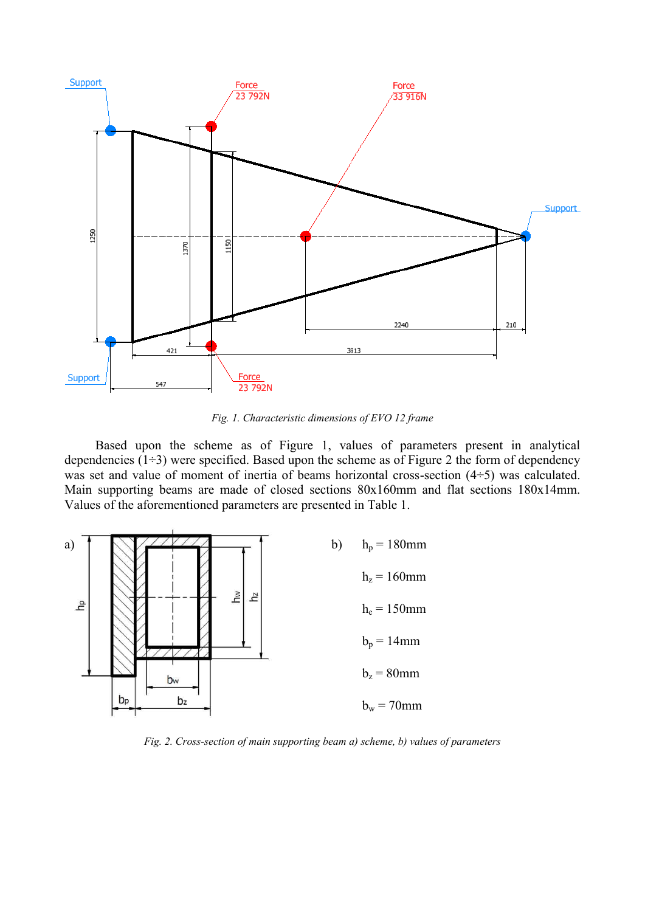*Fig. 1. Characteristic dimensions of EVO 12 frame*

Based upon the scheme as of Figure 1, values of parameters present in analytical dependencies (1÷3) were specified. Based upon the scheme as of Figure 2 the form of dependency was set and value of moment of inertia of beams horizontal cross-section (4÷5) was calculated. Main supporting beams are made of closed sections 80x160mm and flat sections 180x14mm. Values of the aforementioned parameters are presented in Table 1.

b)

$h_p$ = 180mm

$h_z$ = 160mm

$h_e$ = 150mm

$b_p$ = 14mm

$b_z$ = 80mm

$b_w$ = 70mm

*Fig. 2. Cross-section of main supporting beam a) scheme, b) values of parameters*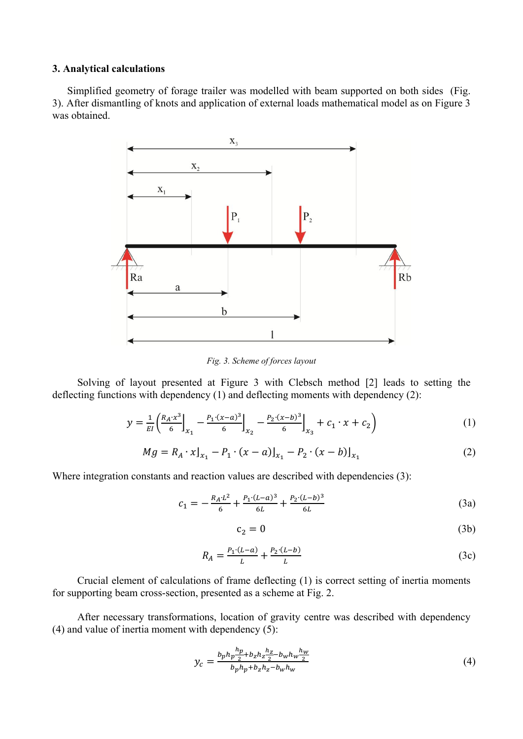### 3. Analytical calculations

Simplified geometry of forage trailer was modelled with beam supported on both sides (Fig. 3). After dismantling of knots and application of external loads mathematical model as on Figure 3 was obtained.

*Fig. 3. Scheme of forces layout*

Solving of layout presented at Figure 3 with Clebsch method [2] leads to setting the deflecting functions with dependency (1) and deflecting moments with dependency (2):

$$y = \frac{1}{EI}\left(\frac{R_A \cdot x^3}{6}\bigg|_{x_1} - \frac{P_1 \cdot (x-a)^3}{6}\bigg|_{x_2} - \frac{P_2 \cdot (x-b)^3}{6}\bigg|_{x_3} + c_1 \cdot x + c_2\right) \tag{1}$$

$$Mg = R_A \cdot x\rfloor_{x_1} - P_1 \cdot (x-a)\rfloor_{x_1} - P_2 \cdot (x-b)\rfloor_{x_1} \tag{2}$$

Where integration constants and reaction values are described with dependencies (3):

$$c_1 = -\frac{R_A \cdot L^2}{6} + \frac{P_1 \cdot (L-a)^3}{6L} + \frac{P_2 \cdot (L-b)^3}{6L} \tag{3a}$$

$$c_2 = 0 \tag{3b}$$

$$R_A = \frac{P_1 \cdot (L-a)}{L} + \frac{P_2 \cdot (L-b)}{L} \tag{3c}$$

Crucial element of calculations of frame deflecting (1) is correct setting of inertia moments for supporting beam cross-section, presented as a scheme at Fig. 2.

After necessary transformations, location of gravity centre was described with dependency (4) and value of inertia moment with dependency (5):

$$y_c = \frac{b_p h_p \frac{h_p}{2} + b_z h_z \frac{h_z}{2} - b_w h_w \frac{h_w}{2}}{b_p h_p + b_z h_z - b_w h_w} \tag{4}$$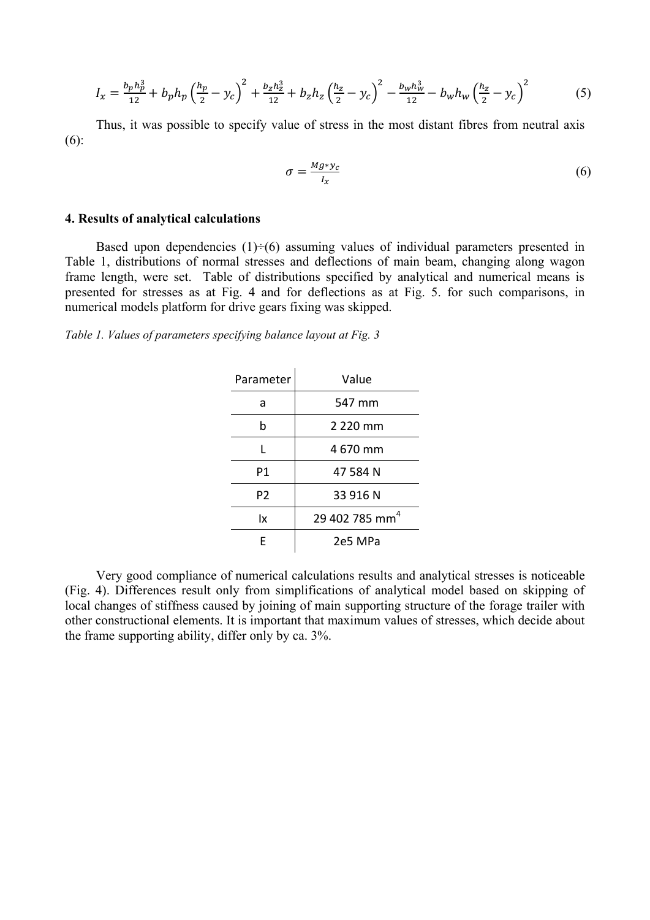$$I_x = \frac{b_p h_p^3}{12} + b_p h_p \left(\frac{h_p}{2} - y_c\right)^2 + \frac{b_z h_z^3}{12} + b_z h_z \left(\frac{h_z}{2} - y_c\right)^2 - \frac{b_w h_w^3}{12} - b_w h_w \left(\frac{h_z}{2} - y_c\right)^2 \tag{5}$$

Thus, it was possible to specify value of stress in the most distant fibres from neutral axis (6):

$$\sigma = \frac{Mg * y_c}{I_x} \tag{6}$$

## 4. Results of analytical calculations

Based upon dependencies (1)÷(6) assuming values of individual parameters presented in Table 1, distributions of normal stresses and deflections of main beam, changing along wagon frame length, were set. Table of distributions specified by analytical and numerical means is presented for stresses as at Fig. 4 and for deflections as at Fig. 5. for such comparisons, in numerical models platform for drive gears fixing was skipped.

*Table 1. Values of parameters specifying balance layout at Fig. 3*

| Parameter | Value |
|---|---|
| a | 547 mm |
| b | 2 220 mm |
| L | 4 670 mm |
| P1 | 47 584 N |
| P2 | 33 916 N |
| Ix | 29 402 785 mm$^4$ |
| E | 2e5 MPa |

Very good compliance of numerical calculations results and analytical stresses is noticeable (Fig. 4). Differences result only from simplifications of analytical model based on skipping of local changes of stiffness caused by joining of main supporting structure of the forage trailer with other constructional elements. It is important that maximum values of stresses, which decide about the frame supporting ability, differ only by ca. 3%.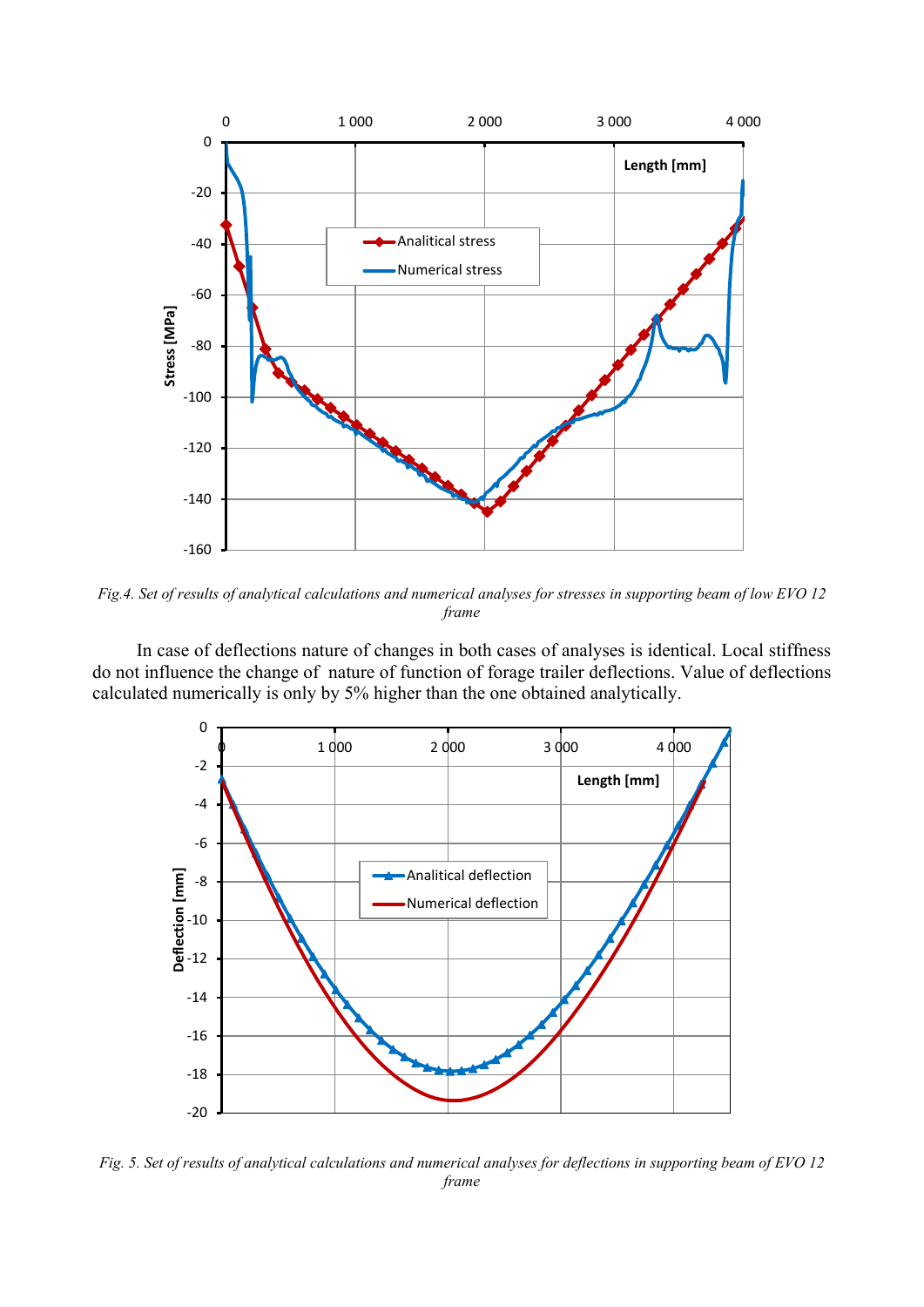*Fig.4. Set of results of analytical calculations and numerical analyses for stresses in supporting beam of low EVO 12 frame*

In case of deflections nature of changes in both cases of analyses is identical. Local stiffness do not influence the change of nature of function of forage trailer deflections. Value of deflections calculated numerically is only by 5% higher than the one obtained analytically.

*Fig. 5. Set of results of analytical calculations and numerical analyses for deflections in supporting beam of EVO 12 frame*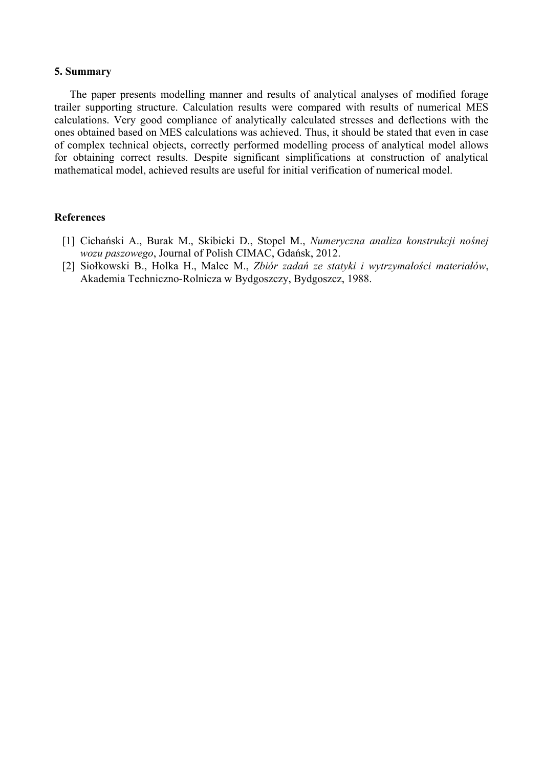## 5. Summary

The paper presents modelling manner and results of analytical analyses of modified forage trailer supporting structure. Calculation results were compared with results of numerical MES calculations. Very good compliance of analytically calculated stresses and deflections with the ones obtained based on MES calculations was achieved. Thus, it should be stated that even in case of complex technical objects, correctly performed modelling process of analytical model allows for obtaining correct results. Despite significant simplifications at construction of analytical mathematical model, achieved results are useful for initial verification of numerical model.

## References

[1] Cichański A., Burak M., Skibicki D., Stopel M., *Numeryczna analiza konstrukcji nośnej wozu paszowego*, Journal of Polish CIMAC, Gdańsk, 2012.

[2] Siołkowski B., Holka H., Malec M., *Zbiór zadań ze statyki i wytrzymałości materiałów*, Akademia Techniczno-Rolnicza w Bydgoszczy, Bydgoszcz, 1988.